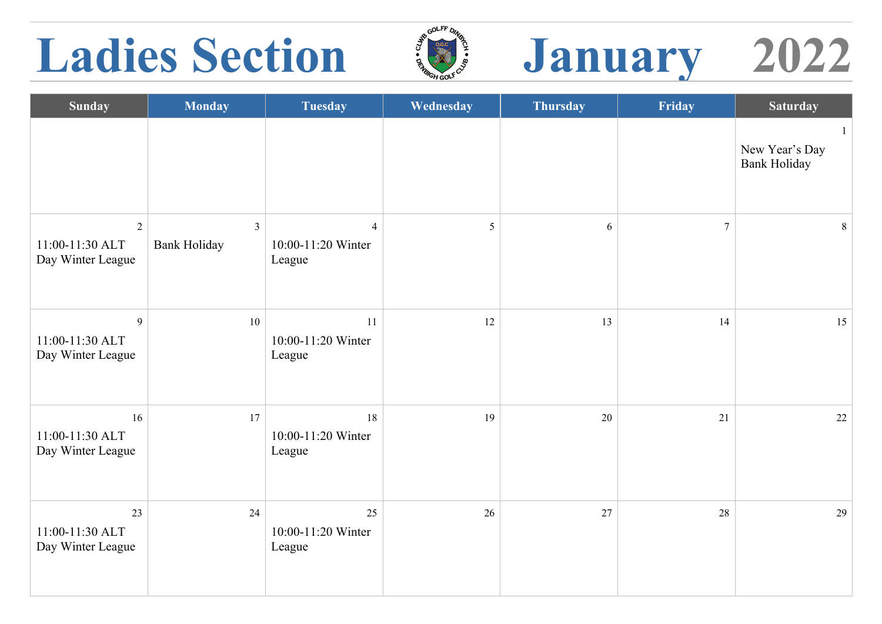# Ladies Section — January 2022

| Sunday | Monday | Tuesday | Wednesday | Thursday | Friday | Saturday |
|---|---|---|---|---|---|---|
| | | | | | | 1 New Year's Day Bank Holiday |
| 2 11:00-11:30 ALT Day Winter League | 3 Bank Holiday | 4 10:00-11:20 Winter League | 5 | 6 | 7 | 8 |
| 9 11:00-11:30 ALT Day Winter League | 10 | 11 10:00-11:20 Winter League | 12 | 13 | 14 | 15 |
| 16 11:00-11:30 ALT Day Winter League | 17 | 18 10:00-11:20 Winter League | 19 | 20 | 21 | 22 |
| 23 11:00-11:30 ALT Day Winter League | 24 | 25 10:00-11:20 Winter League | 26 | 27 | 28 | 29 |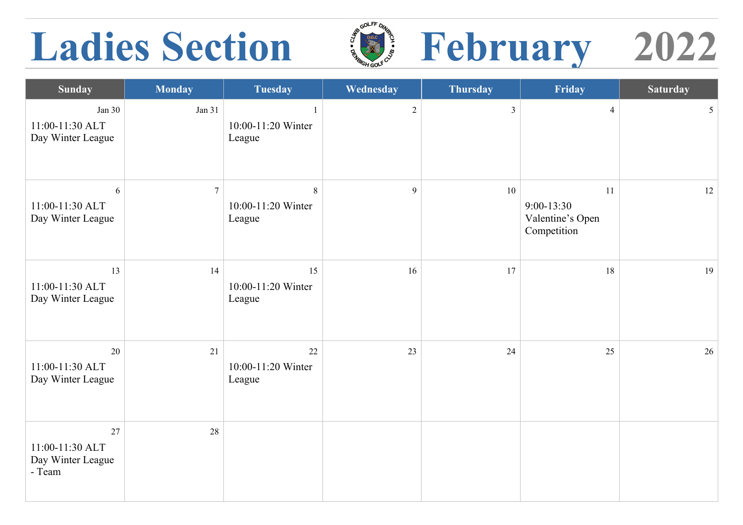# Ladies Section February 2022

| Sunday | Monday | Tuesday | Wednesday | Thursday | Friday | Saturday |
|---|---|---|---|---|---|---|
| Jan 30<br>11:00-11:30 ALT Day Winter League | Jan 31 | 1<br>10:00-11:20 Winter League | 2 | 3 | 4 | 5 |
| 6<br>11:00-11:30 ALT Day Winter League | 7 | 8<br>10:00-11:20 Winter League | 9 | 10 | 11<br>9:00-13:30 Valentine's Open Competition | 12 |
| 13<br>11:00-11:30 ALT Day Winter League | 14 | 15<br>10:00-11:20 Winter League | 16 | 17 | 18 | 19 |
| 20<br>11:00-11:30 ALT Day Winter League | 21 | 22<br>10:00-11:20 Winter League | 23 | 24 | 25 | 26 |
| 27<br>11:00-11:30 ALT Day Winter League - Team | 28 | | | | | |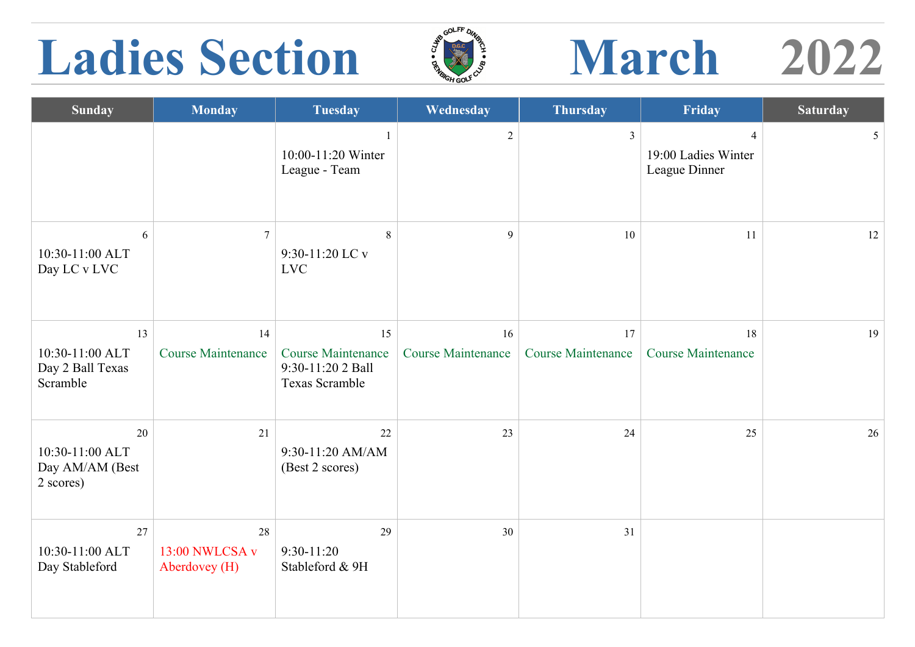# Ladies Section March 2022

| Sunday | Monday | Tuesday | Wednesday | Thursday | Friday | Saturday |
|---|---|---|---|---|---|---|
| | | 1<br>10:00-11:20 Winter League - Team | 2 | 3 | 4<br>19:00 Ladies Winter League Dinner | 5 |
| 6<br>10:30-11:00 ALT Day LC v LVC | 7 | 8<br>9:30-11:20 LC v LVC | 9 | 10 | 11 | 12 |
| 13<br>10:30-11:00 ALT Day 2 Ball Texas Scramble | 14<br>Course Maintenance | 15<br>Course Maintenance<br>9:30-11:20 2 Ball Texas Scramble | 16<br>Course Maintenance | 17<br>Course Maintenance | 18<br>Course Maintenance | 19 |
| 20<br>10:30-11:00 ALT Day AM/AM (Best 2 scores) | 21 | 22<br>9:30-11:20 AM/AM (Best 2 scores) | 23 | 24 | 25 | 26 |
| 27<br>10:30-11:00 ALT Day Stableford | 28<br>13:00 NWLCSA v Aberdovey (H) | 29<br>9:30-11:20 Stableford & 9H | 30 | 31 | | |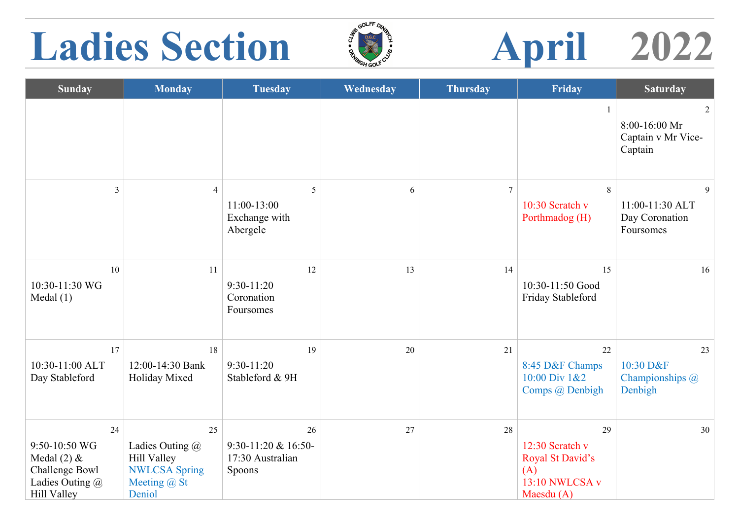# Ladies Section April 2022

| Sunday | Monday | Tuesday | Wednesday | Thursday | Friday | Saturday |
|---|---|---|---|---|---|---|
| | | | | | 1 | 2<br>8:00-16:00 Mr Captain v Mr Vice-Captain |
| 3 | 4 | 5<br>11:00-13:00 Exchange with Abergele | 6 | 7 | 8<br>10:30 Scratch v Porthmadog (H) | 9<br>11:00-11:30 ALT Day Coronation Foursomes |
| 10<br>10:30-11:30 WG Medal (1) | 11 | 12<br>9:30-11:20 Coronation Foursomes | 13 | 14 | 15<br>10:30-11:50 Good Friday Stableford | 16 |
| 17<br>10:30-11:00 ALT Day Stableford | 18<br>12:00-14:30 Bank Holiday Mixed | 19<br>9:30-11:20 Stableford & 9H | 20 | 21 | 22<br>8:45 D&F Champs<br>10:00 Div 1&2 Comps @ Denbigh | 23<br>10:30 D&F Championships @ Denbigh |
| 24<br>9:50-10:50 WG Medal (2) & Challenge Bowl<br>Ladies Outing @ Hill Valley | 25<br>Ladies Outing @ Hill Valley<br>NWLCSA Spring Meeting @ St Deniol | 26<br>9:30-11:20 & 16:50-17:30 Australian Spoons | 27 | 28 | 29<br>12:30 Scratch v Royal St David's (A)<br>13:10 NWLCSA v Maesdu (A) | 30 |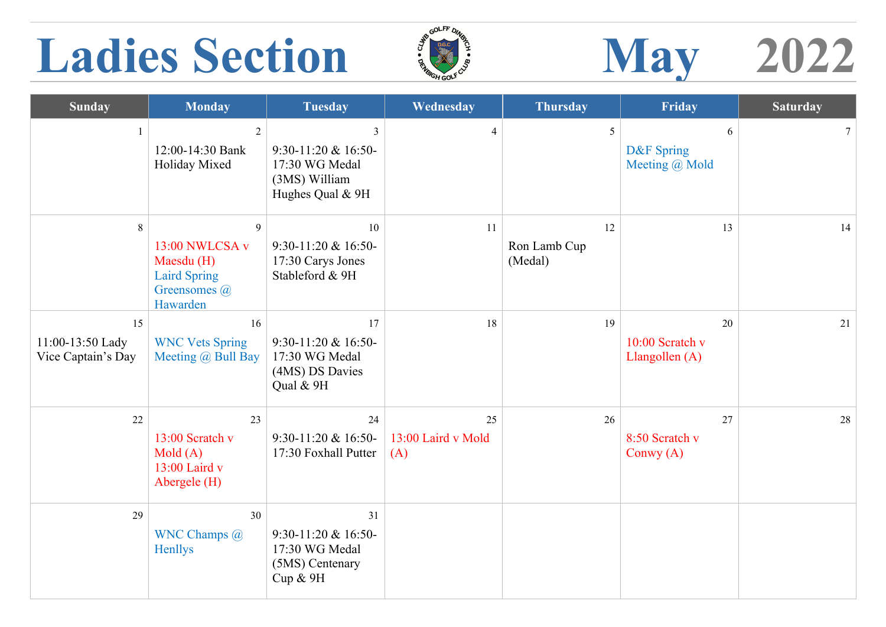# Ladies Section May 2022

| Sunday | Monday | Tuesday | Wednesday | Thursday | Friday | Saturday |
|---|---|---|---|---|---|---|
| 1 | 2<br>12:00-14:30 Bank Holiday Mixed | 3<br>9:30-11:20 & 16:50-17:30 WG Medal (3MS) William Hughes Qual & 9H | 4 | 5 | 6<br>D&F Spring Meeting @ Mold | 7 |
| 8 | 9<br>13:00 NWLCSA v Maesdu (H)<br>Laird Spring Greensomes @ Hawarden | 10<br>9:30-11:20 & 16:50-17:30 Carys Jones Stableford & 9H | 11 | 12<br>Ron Lamb Cup (Medal) | 13 | 14 |
| 15<br>11:00-13:50 Lady Vice Captain's Day | 16<br>WNC Vets Spring Meeting @ Bull Bay | 17<br>9:30-11:20 & 16:50-17:30 WG Medal (4MS) DS Davies Qual & 9H | 18 | 19 | 20<br>10:00 Scratch v Llangollen (A) | 21 |
| 22 | 23<br>13:00 Scratch v Mold (A)<br>13:00 Laird v Abergele (H) | 24<br>9:30-11:20 & 16:50-17:30 Foxhall Putter | 25<br>13:00 Laird v Mold (A) | 26 | 27<br>8:50 Scratch v Conwy (A) | 28 |
| 29 | 30<br>WNC Champs @ Henllys | 31<br>9:30-11:20 & 16:50-17:30 WG Medal (5MS) Centenary Cup & 9H | | | | |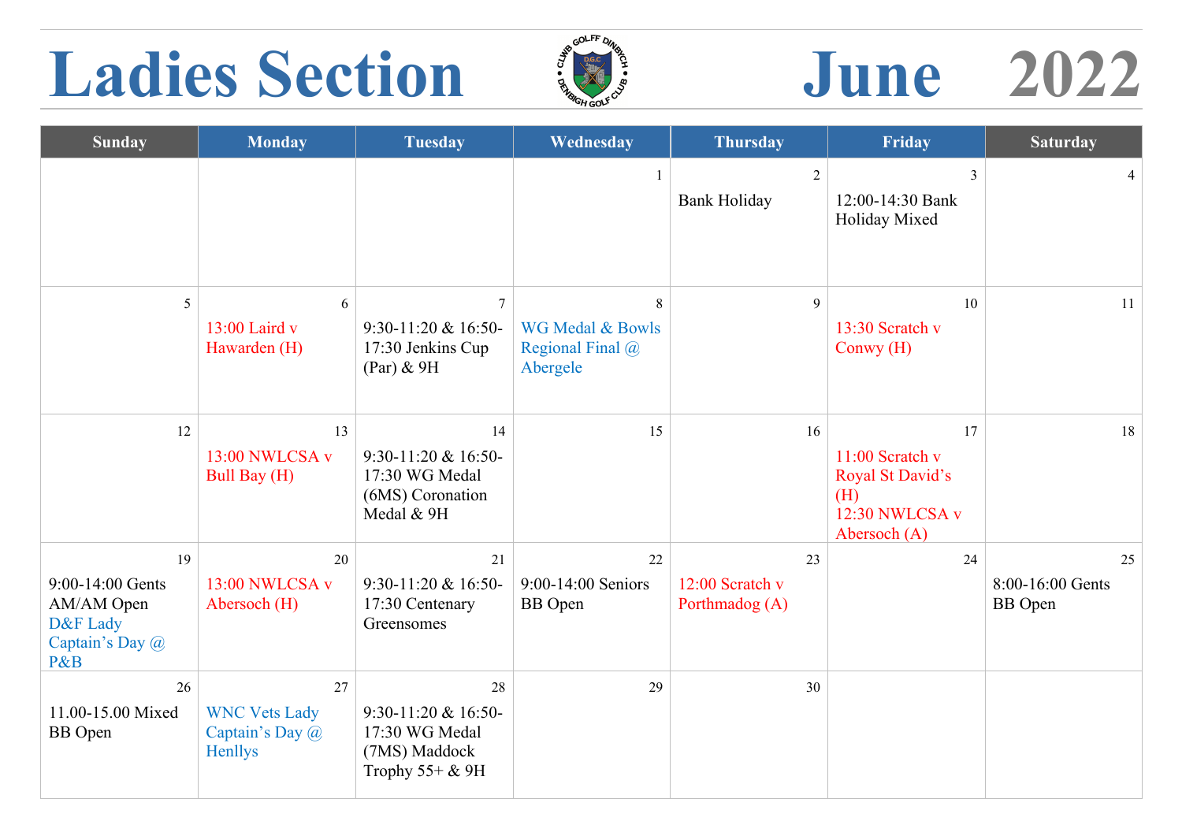# Ladies Section June 2022

| Sunday | Monday | Tuesday | Wednesday | Thursday | Friday | Saturday |
|---|---|---|---|---|---|---|
| | | | 1 | 2<br>Bank Holiday | 3<br>12:00-14:30 Bank Holiday Mixed | 4 |
| 5 | 6<br>13:00 Laird v Hawarden (H) | 7<br>9:30-11:20 & 16:50-17:30 Jenkins Cup (Par) & 9H | 8<br>WG Medal & Bowls Regional Final @ Abergele | 9 | 10<br>13:30 Scratch v Conwy (H) | 11 |
| 12 | 13<br>13:00 NWLCSA v Bull Bay (H) | 14<br>9:30-11:20 & 16:50-17:30 WG Medal (6MS) Coronation Medal & 9H | 15 | 16 | 17<br>11:00 Scratch v Royal St David's (H)<br>12:30 NWLCSA v Abersoch (A) | 18 |
| 19<br>9:00-14:00 Gents AM/AM Open<br>D&F Lady Captain's Day @ P&B | 20<br>13:00 NWLCSA v Abersoch (H) | 21<br>9:30-11:20 & 16:50-17:30 Centenary Greensomes | 22<br>9:00-14:00 Seniors BB Open | 23<br>12:00 Scratch v Porthmadog (A) | 24 | 25<br>8:00-16:00 Gents BB Open |
| 26<br>11.00-15.00 Mixed BB Open | 27<br>WNC Vets Lady Captain's Day @ Henllys | 28<br>9:30-11:20 & 16:50-17:30 WG Medal (7MS) Maddock Trophy 55+ & 9H | 29 | 30 | | |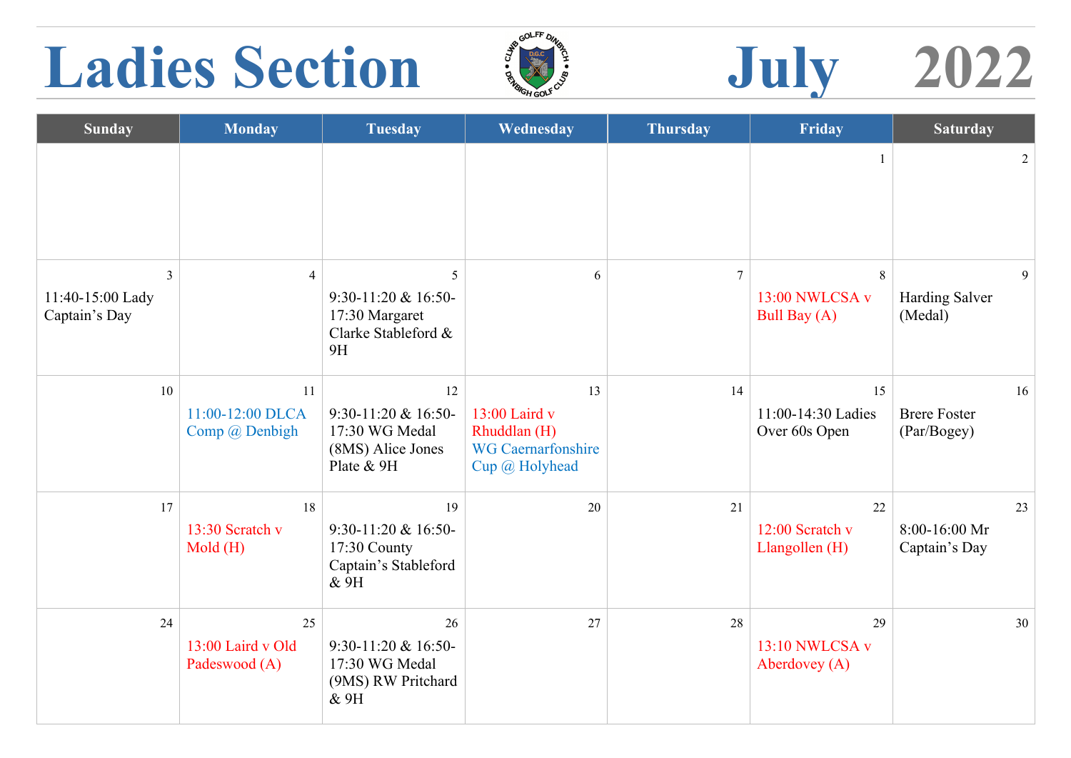# Ladies Section July 2022

| Sunday | Monday | Tuesday | Wednesday | Thursday | Friday | Saturday |
|---|---|---|---|---|---|---|
| | | | | | 1 | 2 |
| 3<br>11:40-15:00 Lady Captain's Day | 4 | 5<br>9:30-11:20 & 16:50-17:30 Margaret Clarke Stableford & 9H | 6 | 7 | 8<br>13:00 NWLCSA v Bull Bay (A) | 9<br>Harding Salver (Medal) |
| 10 | 11<br>11:00-12:00 DLCA Comp @ Denbigh | 12<br>9:30-11:20 & 16:50-17:30 WG Medal (8MS) Alice Jones Plate & 9H | 13<br>13:00 Laird v Rhuddlan (H)<br>WG Caernarfonshire Cup @ Holyhead | 14 | 15<br>11:00-14:30 Ladies Over 60s Open | 16<br>Brere Foster (Par/Bogey) |
| 17 | 18<br>13:30 Scratch v Mold (H) | 19<br>9:30-11:20 & 16:50-17:30 County Captain's Stableford & 9H | 20 | 21 | 22<br>12:00 Scratch v Llangollen (H) | 23<br>8:00-16:00 Mr Captain's Day |
| 24 | 25<br>13:00 Laird v Old Padeswood (A) | 26<br>9:30-11:20 & 16:50-17:30 WG Medal (9MS) RW Pritchard & 9H | 27 | 28 | 29<br>13:10 NWLCSA v Aberdovey (A) | 30 |